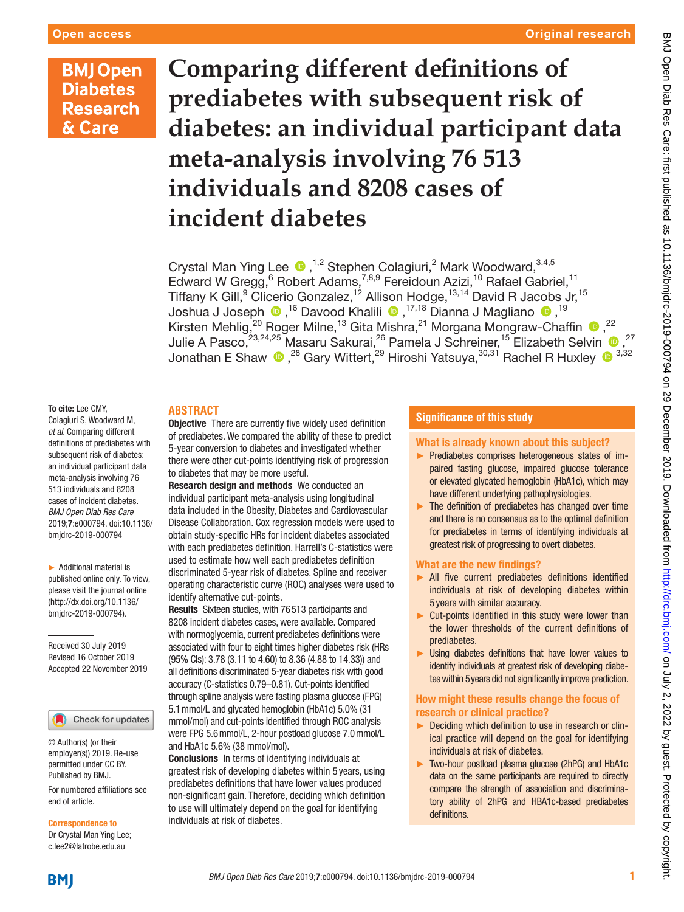Open access

Original research

# Comparing different definitions of prediabetes with subsequent risk of diabetes: an individual participant data meta-analysis involving 76 513 individuals and 8208 cases of incident diabetes

Crystal Man Ying Lee ,[1,2] Stephen Colagiuri,[2] Mark Woodward,[3,4,5] Edward W Gregg,[6] Robert Adams,[7,8,9] Fereidoun Azizi,[10] Rafael Gabriel,[11] Tiffany K Gill,[9] Clicerio Gonzalez,[12] Allison Hodge,[13,14] David R Jacobs Jr,[15] Joshua J Joseph ,[16] Davood Khalili ,[17,18] Dianna J Magliano ,[19] Kirsten Mehlig,[20] Roger Milne,[13] Gita Mishra,[21] Morgana Mongraw-Chaffin ,[22] Julie A Pasco,[23,24,25] Masaru Sakurai,[26] Pamela J Schreiner,[15] Elizabeth Selvin ,[27] Jonathan E Shaw ,[28] Gary Wittert,[29] Hiroshi Yatsuya,[30,31] Rachel R Huxley [3,32]

**To cite:** Lee CMY, Colagiuri S, Woodward M, *et al*. Comparing different definitions of prediabetes with subsequent risk of diabetes: an individual participant data meta-analysis involving 76 513 individuals and 8208 cases of incident diabetes. *BMJ Open Diab Res Care* 2019;**7**:e000794. doi:10.1136/bmjdrc-2019-000794

► Additional material is published online only. To view, please visit the journal online (http://dx.doi.org/10.1136/bmjdrc-2019-000794).

Received 30 July 2019
Revised 16 October 2019
Accepted 22 November 2019

© Author(s) (or their employer(s)) 2019. Re-use permitted under CC BY. Published by BMJ.

For numbered affiliations see end of article.

**Correspondence to**
Dr Crystal Man Ying Lee; c.lee2@latrobe.edu.au

## ABSTRACT

**Objective** There are currently five widely used definition of prediabetes. We compared the ability of these to predict 5-year conversion to diabetes and investigated whether there were other cut-points identifying risk of progression to diabetes that may be more useful.

**Research design and methods** We conducted an individual participant meta-analysis using longitudinal data included in the Obesity, Diabetes and Cardiovascular Disease Collaboration. Cox regression models were used to obtain study-specific HRs for incident diabetes associated with each prediabetes definition. Harrell's C-statistics were used to estimate how well each prediabetes definition discriminated 5-year risk of diabetes. Spline and receiver operating characteristic curve (ROC) analyses were used to identify alternative cut-points.

**Results** Sixteen studies, with 76 513 participants and 8208 incident diabetes cases, were available. Compared with normoglycemia, current prediabetes definitions were associated with four to eight times higher diabetes risk (HRs (95% CIs): 3.78 (3.11 to 4.60) to 8.36 (4.88 to 14.33)) and all definitions discriminated 5-year diabetes risk with good accuracy (C-statistics 0.79–0.81). Cut-points identified through spline analysis were fasting plasma glucose (FPG) 5.1 mmol/L and glycated hemoglobin (HbA1c) 5.0% (31 mmol/mol) and cut-points identified through ROC analysis were FPG 5.6 mmol/L, 2-hour postload glucose 7.0 mmol/L and HbA1c 5.6% (38 mmol/mol).

**Conclusions** In terms of identifying individuals at greatest risk of developing diabetes within 5 years, using prediabetes definitions that have lower values produced non-significant gain. Therefore, deciding which definition to use will ultimately depend on the goal for identifying individuals at risk of diabetes.

## Significance of this study

### What is already known about this subject?

- ► Prediabetes comprises heterogeneous states of impaired fasting glucose, impaired glucose tolerance or elevated glycated hemoglobin (HbA1c), which may have different underlying pathophysiologies.
- ► The definition of prediabetes has changed over time and there is no consensus as to the optimal definition for prediabetes in terms of identifying individuals at greatest risk of progressing to overt diabetes.

### What are the new findings?

- ► All five current prediabetes definitions identified individuals at risk of developing diabetes within 5 years with similar accuracy.
- ► Cut-points identified in this study were lower than the lower thresholds of the current definitions of prediabetes.
- ► Using diabetes definitions that have lower values to identify individuals at greatest risk of developing diabetes within 5 years did not significantly improve prediction.

### How might these results change the focus of research or clinical practice?

- ► Deciding which definition to use in research or clinical practice will depend on the goal for identifying individuals at risk of diabetes.
- ► Two-hour postload plasma glucose (2hPG) and HbA1c data on the same participants are required to directly compare the strength of association and discriminatory ability of 2hPG and HBA1c-based prediabetes definitions.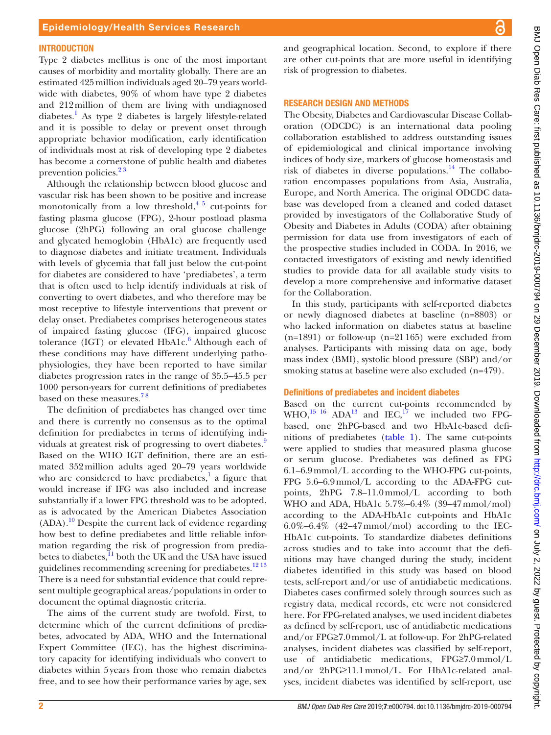## INTRODUCTION

Type 2 diabetes mellitus is one of the most important causes of morbidity and mortality globally. There are an estimated 425 million individuals aged 20–79 years worldwide with diabetes, 90% of whom have type 2 diabetes and 212 million of them are living with undiagnosed diabetes.[1] As type 2 diabetes is largely lifestyle-related and it is possible to delay or prevent onset through appropriate behavior modification, early identification of individuals most at risk of developing type 2 diabetes has become a cornerstone of public health and diabetes prevention policies.[2,3]

Although the relationship between blood glucose and vascular risk has been shown to be positive and increase monotonically from a low threshold,[4,5] cut-points for fasting plasma glucose (FPG), 2-hour postload plasma glucose (2hPG) following an oral glucose challenge and glycated hemoglobin (HbA1c) are frequently used to diagnose diabetes and initiate treatment. Individuals with levels of glycemia that fall just below the cut-point for diabetes are considered to have 'prediabetes', a term that is often used to help identify individuals at risk of converting to overt diabetes, and who therefore may be most receptive to lifestyle interventions that prevent or delay onset. Prediabetes comprises heterogeneous states of impaired fasting glucose (IFG), impaired glucose tolerance (IGT) or elevated HbA1c.[6] Although each of these conditions may have different underlying pathophysiologies, they have been reported to have similar diabetes progression rates in the range of 35.5–45.5 per 1000 person-years for current definitions of prediabetes based on these measures.[7,8]

The definition of prediabetes has changed over time and there is currently no consensus as to the optimal definition for prediabetes in terms of identifying individuals at greatest risk of progressing to overt diabetes.[9] Based on the WHO IGT definition, there are an estimated 352 million adults aged 20–79 years worldwide who are considered to have prediabetes,[1] a figure that would increase if IFG was also included and increase substantially if a lower FPG threshold was to be adopted, as is advocated by the American Diabetes Association (ADA).[10] Despite the current lack of evidence regarding how best to define prediabetes and little reliable information regarding the risk of progression from prediabetes to diabetes,[11] both the UK and the USA have issued guidelines recommending screening for prediabetes.[12,13] There is a need for substantial evidence that could represent multiple geographical areas/populations in order to document the optimal diagnostic criteria.

The aims of the current study are twofold. First, to determine which of the current definitions of prediabetes, advocated by ADA, WHO and the International Expert Committee (IEC), has the highest discriminatory capacity for identifying individuals who convert to diabetes within 5 years from those who remain diabetes free, and to see how their performance varies by age, sex and geographical location. Second, to explore if there are other cut-points that are more useful in identifying risk of progression to diabetes.

## RESEARCH DESIGN AND METHODS

The Obesity, Diabetes and Cardiovascular Disease Collaboration (ODCDC) is an international data pooling collaboration established to address outstanding issues of epidemiological and clinical importance involving indices of body size, markers of glucose homeostasis and risk of diabetes in diverse populations.[14] The collaboration encompasses populations from Asia, Australia, Europe, and North America. The original ODCDC database was developed from a cleaned and coded dataset provided by investigators of the Collaborative Study of Obesity and Diabetes in Adults (CODA) after obtaining permission for data use from investigators of each of the prospective studies included in CODA. In 2016, we contacted investigators of existing and newly identified studies to provide data for all available study visits to develop a more comprehensive and informative dataset for the Collaboration.

In this study, participants with self-reported diabetes or newly diagnosed diabetes at baseline (n=8803) or who lacked information on diabetes status at baseline (n=1891) or follow-up (n=21 165) were excluded from analyses. Participants with missing data on age, body mass index (BMI), systolic blood pressure (SBP) and/or smoking status at baseline were also excluded (n=479).

### Definitions of prediabetes and incident diabetes

Based on the current cut-points recommended by WHO,[15,16] ADA[13] and IEC,[17] we included two FPG-based, one 2hPG-based and two HbA1c-based definitions of prediabetes (table 1). The same cut-points were applied to studies that measured plasma glucose or serum glucose. Prediabetes was defined as FPG 6.1–6.9 mmol/L according to the WHO-FPG cut-points, FPG 5.6–6.9 mmol/L according to the ADA-FPG cut-points, 2hPG 7.8–11.0 mmol/L according to both WHO and ADA, HbA1c 5.7%–6.4% (39–47 mmol/mol) according to the ADA-HbA1c cut-points and HbA1c 6.0%–6.4% (42–47 mmol/mol) according to the IEC-HbA1c cut-points. To standardize diabetes definitions across studies and to take into account that the definitions may have changed during the study, incident diabetes identified in this study was based on blood tests, self-report and/or use of antidiabetic medications. Diabetes cases confirmed solely through sources such as registry data, medical records, etc were not considered here. For FPG-related analyses, we used incident diabetes as defined by self-report, use of antidiabetic medications and/or FPG≥7.0 mmol/L at follow-up. For 2hPG-related analyses, incident diabetes was classified by self-report, use of antidiabetic medications, FPG≥7.0 mmol/L and/or 2hPG≥11.1 mmol/L. For HbA1c-related analyses, incident diabetes was identified by self-report, use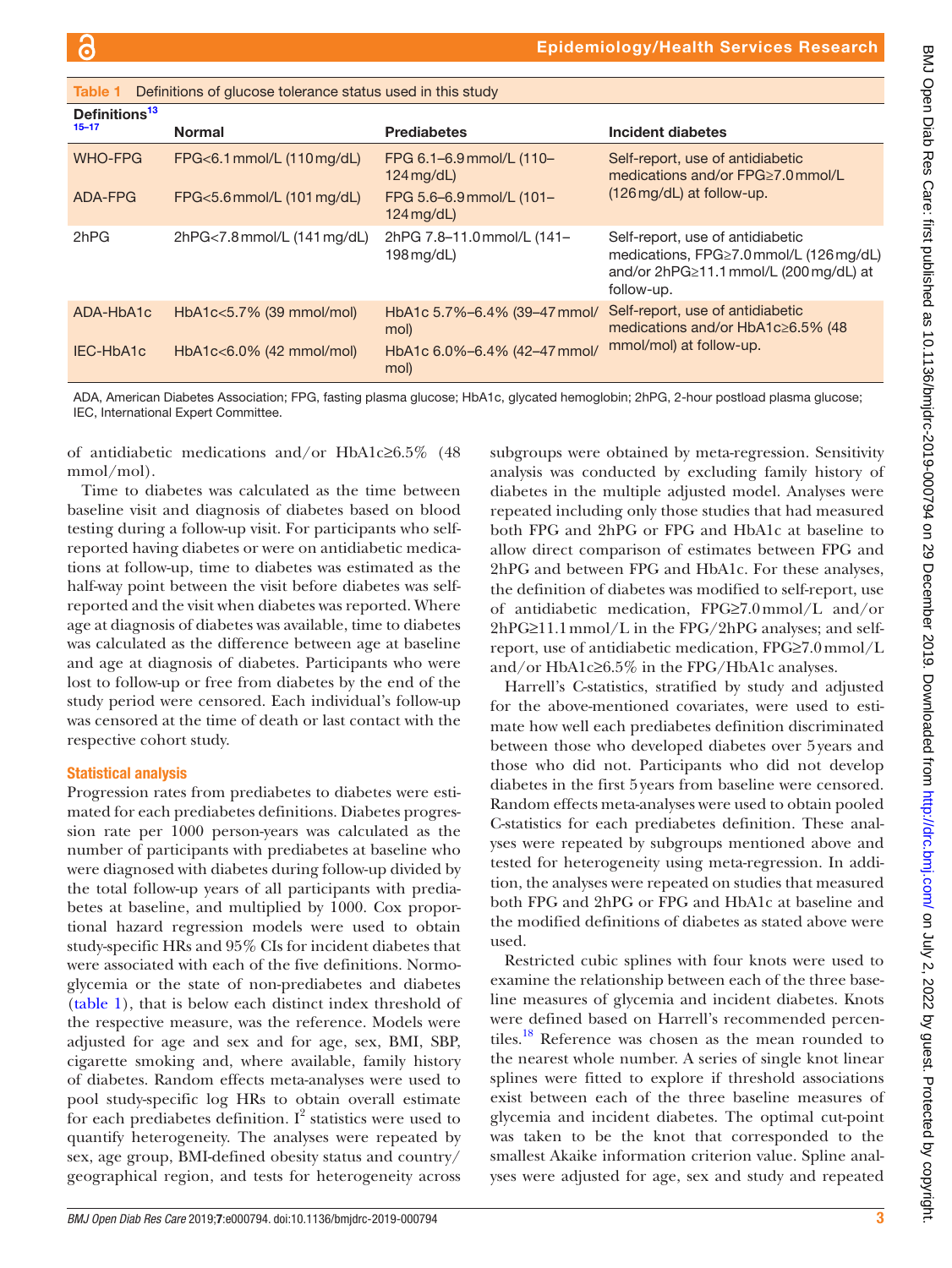Table 1 Definitions of glucose tolerance status used in this study

| Definitions[13 15–17] | Normal | Prediabetes | Incident diabetes |
|---|---|---|---|
| WHO-FPG | FPG<6.1 mmol/L (110 mg/dL) | FPG 6.1–6.9 mmol/L (110–124 mg/dL) | Self-report, use of antidiabetic medications and/or FPG≥7.0 mmol/L (126 mg/dL) at follow-up. |
| ADA-FPG | FPG<5.6 mmol/L (101 mg/dL) | FPG 5.6–6.9 mmol/L (101–124 mg/dL) | |
| 2hPG | 2hPG<7.8 mmol/L (141 mg/dL) | 2hPG 7.8–11.0 mmol/L (141–198 mg/dL) | Self-report, use of antidiabetic medications, FPG≥7.0 mmol/L (126 mg/dL) and/or 2hPG≥11.1 mmol/L (200 mg/dL) at follow-up. |
| ADA-HbA1c | HbA1c<5.7% (39 mmol/mol) | HbA1c 5.7%–6.4% (39–47 mmol/mol) | Self-report, use of antidiabetic medications and/or HbA1c≥6.5% (48 mmol/mol) at follow-up. |
| IEC-HbA1c | HbA1c<6.0% (42 mmol/mol) | HbA1c 6.0%–6.4% (42–47 mmol/mol) | |

ADA, American Diabetes Association; FPG, fasting plasma glucose; HbA1c, glycated hemoglobin; 2hPG, 2-hour postload plasma glucose; IEC, International Expert Committee.

of antidiabetic medications and/or HbA1c≥6.5% (48 mmol/mol).

Time to diabetes was calculated as the time between baseline visit and diagnosis of diabetes based on blood testing during a follow-up visit. For participants who self-reported having diabetes or were on antidiabetic medications at follow-up, time to diabetes was estimated as the half-way point between the visit before diabetes was self-reported and the visit when diabetes was reported. Where age at diagnosis of diabetes was available, time to diabetes was calculated as the difference between age at baseline and age at diagnosis of diabetes. Participants who were lost to follow-up or free from diabetes by the end of the study period were censored. Each individual's follow-up was censored at the time of death or last contact with the respective cohort study.

### Statistical analysis

Progression rates from prediabetes to diabetes were estimated for each prediabetes definitions. Diabetes progression rate per 1000 person-years was calculated as the number of participants with prediabetes at baseline who were diagnosed with diabetes during follow-up divided by the total follow-up years of all participants with prediabetes at baseline, and multiplied by 1000. Cox proportional hazard regression models were used to obtain study-specific HRs and 95% CIs for incident diabetes that were associated with each of the five definitions. Normoglycemia or the state of non-prediabetes and diabetes (table 1), that is below each distinct index threshold of the respective measure, was the reference. Models were adjusted for age and sex and for age, sex, BMI, SBP, cigarette smoking and, where available, family history of diabetes. Random effects meta-analyses were used to pool study-specific log HRs to obtain overall estimate for each prediabetes definition. $I^2$ statistics were used to quantify heterogeneity. The analyses were repeated by sex, age group, BMI-defined obesity status and country/geographical region, and tests for heterogeneity across subgroups were obtained by meta-regression. Sensitivity analysis was conducted by excluding family history of diabetes in the multiple adjusted model. Analyses were repeated including only those studies that had measured both FPG and 2hPG or FPG and HbA1c at baseline to allow direct comparison of estimates between FPG and 2hPG and between FPG and HbA1c. For these analyses, the definition of diabetes was modified to self-report, use of antidiabetic medication, FPG≥7.0 mmol/L and/or 2hPG≥11.1 mmol/L in the FPG/2hPG analyses; and self-report, use of antidiabetic medication, FPG≥7.0 mmol/L and/or HbA1c≥6.5% in the FPG/HbA1c analyses.

Harrell's C-statistics, stratified by study and adjusted for the above-mentioned covariates, were used to estimate how well each prediabetes definition discriminated between those who developed diabetes over 5 years and those who did not. Participants who did not develop diabetes in the first 5 years from baseline were censored. Random effects meta-analyses were used to obtain pooled C-statistics for each prediabetes definition. These analyses were repeated by subgroups mentioned above and tested for heterogeneity using meta-regression. In addition, the analyses were repeated on studies that measured both FPG and 2hPG or FPG and HbA1c at baseline and the modified definitions of diabetes as stated above were used.

Restricted cubic splines with four knots were used to examine the relationship between each of the three baseline measures of glycemia and incident diabetes. Knots were defined based on Harrell's recommended percentiles.[18] Reference was chosen as the mean rounded to the nearest whole number. A series of single knot linear splines were fitted to explore if threshold associations exist between each of the three baseline measures of glycemia and incident diabetes. The optimal cut-point was taken to be the knot that corresponded to the smallest Akaike information criterion value. Spline analyses were adjusted for age, sex and study and repeated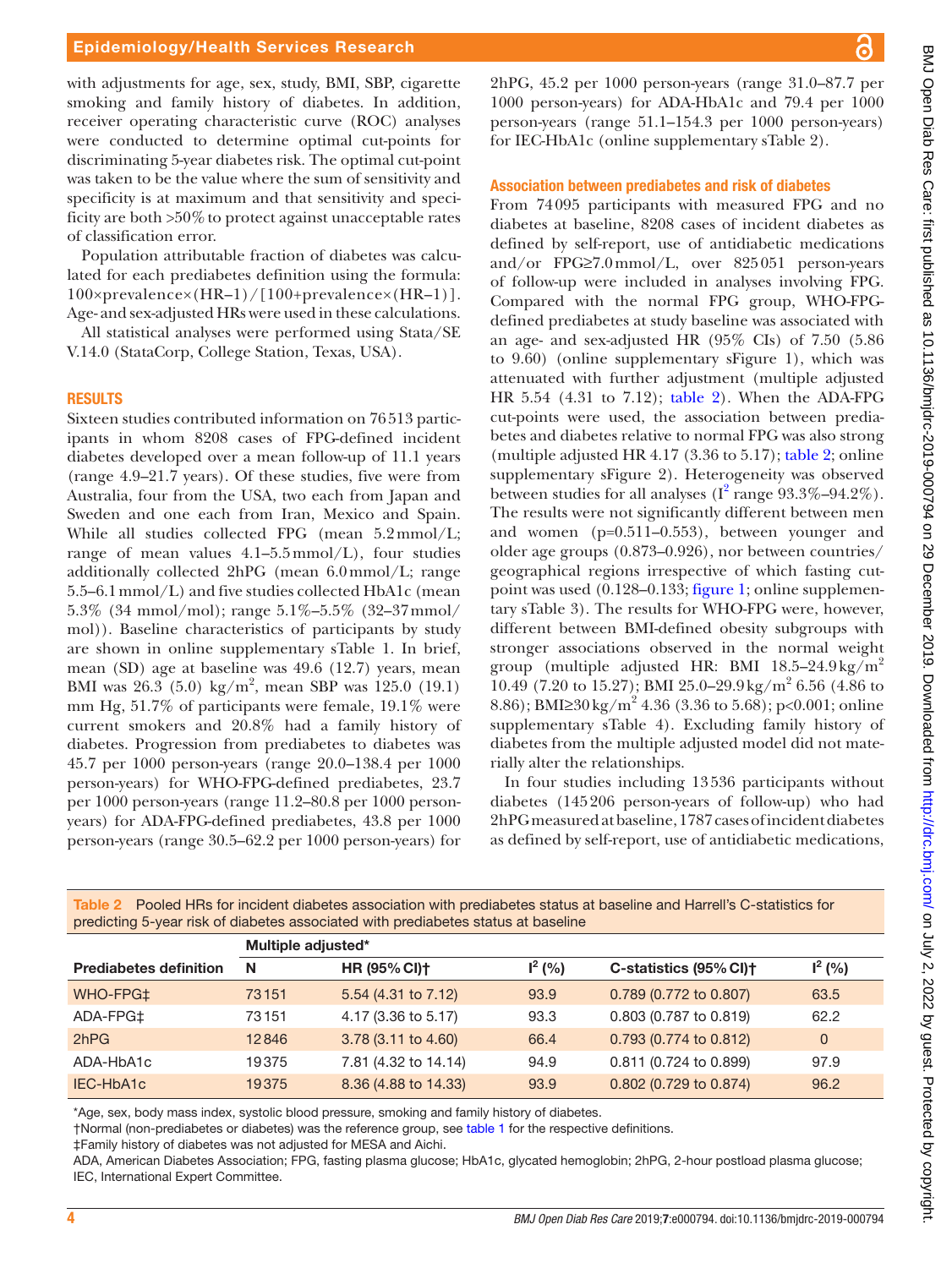with adjustments for age, sex, study, BMI, SBP, cigarette smoking and family history of diabetes. In addition, receiver operating characteristic curve (ROC) analyses were conducted to determine optimal cut-points for discriminating 5-year diabetes risk. The optimal cut-point was taken to be the value where the sum of sensitivity and specificity is at maximum and that sensitivity and specificity are both >50% to protect against unacceptable rates of classification error.

Population attributable fraction of diabetes was calculated for each prediabetes definition using the formula: 100×prevalence×(HR–1)/[100+prevalence×(HR–1)]. Age- and sex-adjusted HRs were used in these calculations.

All statistical analyses were performed using Stata/SE V.14.0 (StataCorp, College Station, Texas, USA).

## RESULTS

Sixteen studies contributed information on 76 513 participants in whom 8208 cases of FPG-defined incident diabetes developed over a mean follow-up of 11.1 years (range 4.9–21.7 years). Of these studies, five were from Australia, four from the USA, two each from Japan and Sweden and one each from Iran, Mexico and Spain. While all studies collected FPG (mean 5.2 mmol/L; range of mean values 4.1–5.5 mmol/L), four studies additionally collected 2hPG (mean 6.0 mmol/L; range 5.5–6.1 mmol/L) and five studies collected HbA1c (mean 5.3% (34 mmol/mol); range 5.1%–5.5% (32–37 mmol/mol)). Baseline characteristics of participants by study are shown in online supplementary sTable 1. In brief, mean (SD) age at baseline was 49.6 (12.7) years, mean BMI was 26.3 (5.0) kg/m$^2$, mean SBP was 125.0 (19.1) mm Hg, 51.7% of participants were female, 19.1% were current smokers and 20.8% had a family history of diabetes. Progression from prediabetes to diabetes was 45.7 per 1000 person-years (range 20.0–138.4 per 1000 person-years) for WHO-FPG-defined prediabetes, 23.7 per 1000 person-years (range 11.2–80.8 per 1000 person-years) for ADA-FPG-defined prediabetes, 43.8 per 1000 person-years (range 30.5–62.2 per 1000 person-years) for 2hPG, 45.2 per 1000 person-years (range 31.0–87.7 per 1000 person-years) for ADA-HbA1c and 79.4 per 1000 person-years (range 51.1–154.3 per 1000 person-years) for IEC-HbA1c (online supplementary sTable 2).

### Association between prediabetes and risk of diabetes

From 74 095 participants with measured FPG and no diabetes at baseline, 8208 cases of incident diabetes as defined by self-report, use of antidiabetic medications and/or FPG≥7.0 mmol/L, over 825 051 person-years of follow-up were included in analyses involving FPG. Compared with the normal FPG group, WHO-FPG-defined prediabetes at study baseline was associated with an age- and sex-adjusted HR (95% CIs) of 7.50 (5.86 to 9.60) (online supplementary sFigure 1), which was attenuated with further adjustment (multiple adjusted HR 5.54 (4.31 to 7.12); table 2). When the ADA-FPG cut-points were used, the association between prediabetes and diabetes relative to normal FPG was also strong (multiple adjusted HR 4.17 (3.36 to 5.17); table 2; online supplementary sFigure 2). Heterogeneity was observed between studies for all analyses ($I^2$ range 93.3%–94.2%). The results were not significantly different between men and women (p=0.511–0.553), between younger and older age groups (0.873–0.926), nor between countries/geographical regions irrespective of which fasting cut-point was used (0.128–0.133; figure 1; online supplementary sTable 3). The results for WHO-FPG were, however, different between BMI-defined obesity subgroups with stronger associations observed in the normal weight group (multiple adjusted HR: BMI 18.5–24.9 kg/m$^2$ 10.49 (7.20 to 15.27); BMI 25.0–29.9 kg/m$^2$ 6.56 (4.86 to 8.86); BMI≥30 kg/m$^2$ 4.36 (3.36 to 5.68); p<0.001; online supplementary sTable 4). Excluding family history of diabetes from the multiple adjusted model did not materially alter the relationships.

In four studies including 13 536 participants without diabetes (145 206 person-years of follow-up) who had 2hPG measured at baseline, 1787 cases of incident diabetes as defined by self-report, use of antidiabetic medications,

Table 2 Pooled HRs for incident diabetes association with prediabetes status at baseline and Harrell's C-statistics for predicting 5-year risk of diabetes associated with prediabetes status at baseline

| | Multiple adjusted* | | | | |
|---|---|---|---|---|---|
| Prediabetes definition | N | HR (95% CI)† | $I^2$ (%) | C-statistics (95% CI)† | $I^2$ (%) |
| WHO-FPG‡ | 73 151 | 5.54 (4.31 to 7.12) | 93.9 | 0.789 (0.772 to 0.807) | 63.5 |
| ADA-FPG‡ | 73 151 | 4.17 (3.36 to 5.17) | 93.3 | 0.803 (0.787 to 0.819) | 62.2 |
| 2hPG | 12 846 | 3.78 (3.11 to 4.60) | 66.4 | 0.793 (0.774 to 0.812) | 0 |
| ADA-HbA1c | 19 375 | 7.81 (4.32 to 14.14) | 94.9 | 0.811 (0.724 to 0.899) | 97.9 |
| IEC-HbA1c | 19 375 | 8.36 (4.88 to 14.33) | 93.9 | 0.802 (0.729 to 0.874) | 96.2 |

*Age, sex, body mass index, systolic blood pressure, smoking and family history of diabetes.

†Normal (non-prediabetes or diabetes) was the reference group, see table 1 for the respective definitions.

‡Family history of diabetes was not adjusted for MESA and Aichi.

ADA, American Diabetes Association; FPG, fasting plasma glucose; HbA1c, glycated hemoglobin; 2hPG, 2-hour postload plasma glucose; IEC, International Expert Committee.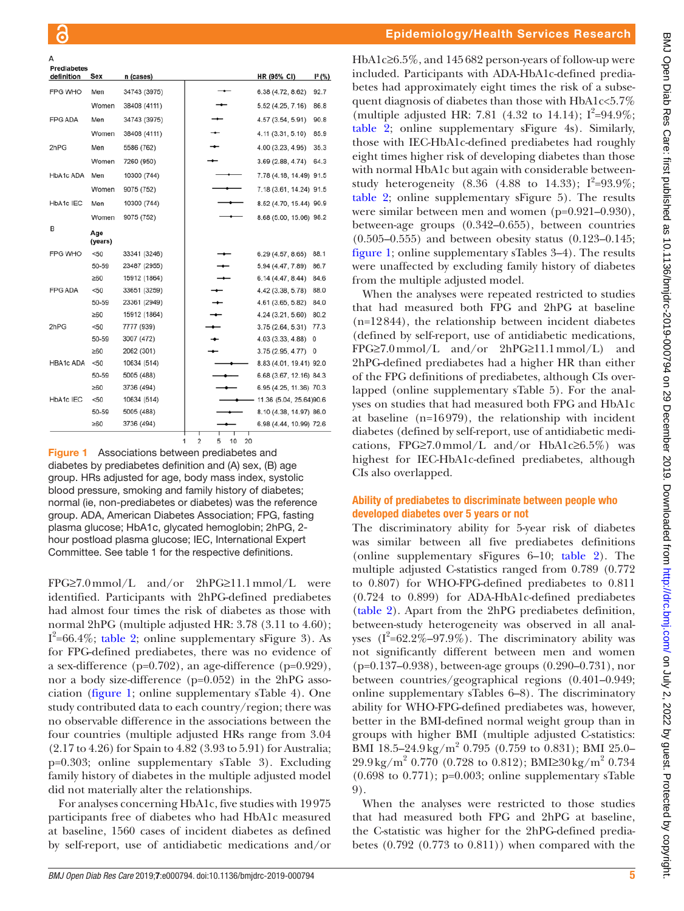A

| Prediabetes definition | Sex | n (cases) | HR (95% CI) | $I^2$ (%) |
|---|---|---|---|---|
| FPG WHO | Men | 34743 (3975) | 6.38 (4.72, 8.62) | 92.7 |
| | Women | 38408 (4111) | 5.52 (4.25, 7.16) | 86.8 |
| FPG ADA | Men | 34743 (3975) | 4.57 (3.54, 5.91) | 90.8 |
| | Women | 38408 (4111) | 4.11 (3.31, 5.10) | 85.9 |
| 2hPG | Men | 5586 (762) | 4.00 (3.23, 4.95) | 35.3 |
| | Women | 7260 (950) | 3.69 (2.88, 4.74) | 64.3 |
| HbA1c ADA | Men | 10300 (744) | 7.78 (4.18, 14.49) | 91.5 |
| | Women | 9075 (752) | 7.18 (3.61, 14.24) | 91.5 |
| HbA1c IEC | Men | 10300 (744) | 8.52 (4.70, 15.44) | 90.9 |
| | Women | 9075 (752) | 8.68 (5.00, 15.06) | 98.2 |

B

| Prediabetes definition | Age (years) | n (cases) | HR (95% CI) | $I^2$ (%) |
|---|---|---|---|---|
| FPG WHO | <50 | 33341 (3246) | 6.29 (4.57, 8.65) | 88.1 |
| | 50-59 | 23487 (2955) | 5.94 (4.47, 7.89) | 86.7 |
| | ≥60 | 15912 (1864) | 6.14 (4.47, 8.44) | 84.6 |
| FPG ADA | <50 | 33651 (3259) | 4.42 (3.38, 5.78) | 88.0 |
| | 50-59 | 23361 (2949) | 4.61 (3.65, 5.82) | 84.0 |
| | ≥60 | 15912 (1864) | 4.24 (3.21, 5.60) | 80.2 |
| 2hPG | <50 | 7777 (939) | 3.75 (2.64, 5.31) | 77.3 |
| | 50-59 | 3007 (472) | 4.03 (3.33, 4.88) | 0 |
| | ≥60 | 2062 (301) | 3.75 (2.95, 4.77) | 0 |
| HBA1c ADA | <50 | 10634 (514) | 8.83 (4.01, 19.41) | 92.0 |
| | 50-59 | 5005 (488) | 6.68 (3.67, 12.16) | 84.3 |
| | ≥60 | 3736 (494) | 6.95 (4.25, 11.36) | 70.3 |
| HbA1c IEC | <50 | 10634 (514) | 11.36 (5.04, 25.64) | 90.6 |
| | 50-59 | 5005 (488) | 8.10 (4.38, 14.97) | 86.0 |
| | ≥60 | 3736 (494) | 6.98 (4.44, 10.99) | 72.6 |

**Figure 1** Associations between prediabetes and diabetes by prediabetes definition and (A) sex, (B) age group. HRs adjusted for age, body mass index, systolic blood pressure, smoking and family history of diabetes; normal (ie, non-prediabetes or diabetes) was the reference group. ADA, American Diabetes Association; FPG, fasting plasma glucose; HbA1c, glycated hemoglobin; 2hPG, 2-hour postload plasma glucose; IEC, International Expert Committee. See table 1 for the respective definitions.

FPG≥7.0 mmol/L and/or 2hPG≥11.1 mmol/L were identified. Participants with 2hPG-defined prediabetes had almost four times the risk of diabetes as those with normal 2hPG (multiple adjusted HR: 3.78 (3.11 to 4.60); $I^2$=66.4%; table 2; online supplementary sFigure 3). As for FPG-defined prediabetes, there was no evidence of a sex-difference (p=0.702), an age-difference (p=0.929), nor a body size-difference (p=0.052) in the 2hPG association (figure 1; online supplementary sTable 4). One study contributed data to each country/region; there was no observable difference in the associations between the four countries (multiple adjusted HRs range from 3.04 (2.17 to 4.26) for Spain to 4.82 (3.93 to 5.91) for Australia; p=0.303; online supplementary sTable 3). Excluding family history of diabetes in the multiple adjusted model did not materially alter the relationships.

For analyses concerning HbA1c, five studies with 19 975 participants free of diabetes who had HbA1c measured at baseline, 1560 cases of incident diabetes as defined by self-report, use of antidiabetic medications and/or HbA1c≥6.5%, and 145 682 person-years of follow-up were included. Participants with ADA-HbA1c-defined prediabetes had approximately eight times the risk of a subsequent diagnosis of diabetes than those with HbA1c<5.7% (multiple adjusted HR: 7.81 (4.32 to 14.14); $I^2$=94.9%; table 2; online supplementary sFigure 4s). Similarly, those with IEC-HbA1c-defined prediabetes had roughly eight times higher risk of developing diabetes than those with normal HbA1c but again with considerable between-study heterogeneity (8.36 (4.88 to 14.33); $I^2$=93.9%; table 2; online supplementary sFigure 5). The results were similar between men and women (p=0.921–0.930), between-age groups (0.342–0.655), between countries (0.505–0.555) and between obesity status (0.123–0.145; figure 1; online supplementary sTables 3–4). The results were unaffected by excluding family history of diabetes from the multiple adjusted model.

When the analyses were repeated restricted to studies that had measured both FPG and 2hPG at baseline (n=12 844), the relationship between incident diabetes (defined by self-report, use of antidiabetic medications, FPG≥7.0 mmol/L and/or 2hPG≥11.1 mmol/L) and 2hPG-defined prediabetes had a higher HR than either of the FPG definitions of prediabetes, although CIs overlapped (online supplementary sTable 5). For the analyses on studies that had measured both FPG and HbA1c at baseline (n=16 979), the relationship with incident diabetes (defined by self-report, use of antidiabetic medications, FPG≥7.0 mmol/L and/or HbA1c≥6.5%) was highest for IEC-HbA1c-defined prediabetes, although CIs also overlapped.

### Ability of prediabetes to discriminate between people who developed diabetes over 5 years or not

The discriminatory ability for 5-year risk of diabetes was similar between all five prediabetes definitions (online supplementary sFigures 6–10; table 2). The multiple adjusted C-statistics ranged from 0.789 (0.772 to 0.807) for WHO-FPG-defined prediabetes to 0.811 (0.724 to 0.899) for ADA-HbA1c-defined prediabetes (table 2). Apart from the 2hPG prediabetes definition, between-study heterogeneity was observed in all analyses ($I^2$=62.2%–97.9%). The discriminatory ability was not significantly different between men and women (p=0.137–0.938), between-age groups (0.290–0.731), nor between countries/geographical regions (0.401–0.949; online supplementary sTables 6–8). The discriminatory ability for WHO-FPG-defined prediabetes was, however, better in the BMI-defined normal weight group than in groups with higher BMI (multiple adjusted C-statistics: BMI 18.5–24.9 kg/m$^2$ 0.795 (0.759 to 0.831); BMI 25.0–29.9 kg/m$^2$ 0.770 (0.728 to 0.812); BMI≥30 kg/m$^2$ 0.734 (0.698 to 0.771); p=0.003; online supplementary sTable 9).

When the analyses were restricted to those studies that had measured both FPG and 2hPG at baseline, the C-statistic was higher for the 2hPG-defined prediabetes (0.792 (0.773 to 0.811)) when compared with the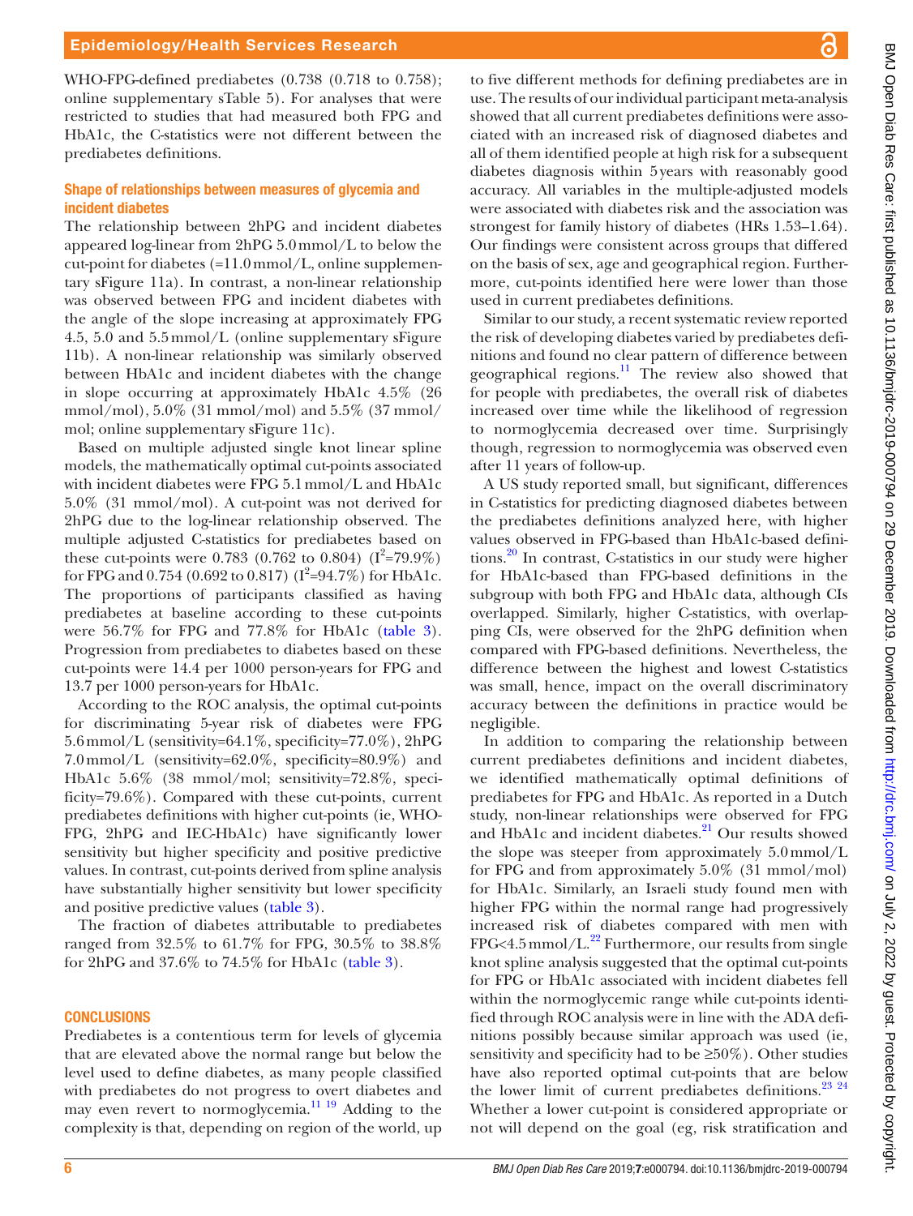WHO-FPG-defined prediabetes (0.738 (0.718 to 0.758); online supplementary sTable 5). For analyses that were restricted to studies that had measured both FPG and HbA1c, the C-statistics were not different between the prediabetes definitions.

### Shape of relationships between measures of glycemia and incident diabetes

The relationship between 2hPG and incident diabetes appeared log-linear from 2hPG 5.0 mmol/L to below the cut-point for diabetes (=11.0 mmol/L, online supplementary sFigure 11a). In contrast, a non-linear relationship was observed between FPG and incident diabetes with the angle of the slope increasing at approximately FPG 4.5, 5.0 and 5.5 mmol/L (online supplementary sFigure 11b). A non-linear relationship was similarly observed between HbA1c and incident diabetes with the change in slope occurring at approximately HbA1c 4.5% (26 mmol/mol), 5.0% (31 mmol/mol) and 5.5% (37 mmol/mol; online supplementary sFigure 11c).

Based on multiple adjusted single knot linear spline models, the mathematically optimal cut-points associated with incident diabetes were FPG 5.1 mmol/L and HbA1c 5.0% (31 mmol/mol). A cut-point was not derived for 2hPG due to the log-linear relationship observed. The multiple adjusted C-statistics for prediabetes based on these cut-points were 0.783 (0.762 to 0.804) ($I^2$=79.9%) for FPG and 0.754 (0.692 to 0.817) ($I^2$=94.7%) for HbA1c. The proportions of participants classified as having prediabetes at baseline according to these cut-points were 56.7% for FPG and 77.8% for HbA1c (table 3). Progression from prediabetes to diabetes based on these cut-points were 14.4 per 1000 person-years for FPG and 13.7 per 1000 person-years for HbA1c.

According to the ROC analysis, the optimal cut-points for discriminating 5-year risk of diabetes were FPG 5.6 mmol/L (sensitivity=64.1%, specificity=77.0%), 2hPG 7.0 mmol/L (sensitivity=62.0%, specificity=80.9%) and HbA1c 5.6% (38 mmol/mol; sensitivity=72.8%, specificity=79.6%). Compared with these cut-points, current prediabetes definitions with higher cut-points (ie, WHO-FPG, 2hPG and IEC-HbA1c) have significantly lower sensitivity but higher specificity and positive predictive values. In contrast, cut-points derived from spline analysis have substantially higher sensitivity but lower specificity and positive predictive values (table 3).

The fraction of diabetes attributable to prediabetes ranged from 32.5% to 61.7% for FPG, 30.5% to 38.8% for 2hPG and 37.6% to 74.5% for HbA1c (table 3).

## CONCLUSIONS

Prediabetes is a contentious term for levels of glycemia that are elevated above the normal range but below the level used to define diabetes, as many people classified with prediabetes do not progress to overt diabetes and may even revert to normoglycemia.[11,19] Adding to the complexity is that, depending on region of the world, up to five different methods for defining prediabetes are in use. The results of our individual participant meta-analysis showed that all current prediabetes definitions were associated with an increased risk of diagnosed diabetes and all of them identified people at high risk for a subsequent diabetes diagnosis within 5 years with reasonably good accuracy. All variables in the multiple-adjusted models were associated with diabetes risk and the association was strongest for family history of diabetes (HRs 1.53–1.64). Our findings were consistent across groups that differed on the basis of sex, age and geographical region. Furthermore, cut-points identified here were lower than those used in current prediabetes definitions.

Similar to our study, a recent systematic review reported the risk of developing diabetes varied by prediabetes definitions and found no clear pattern of difference between geographical regions.[11] The review also showed that for people with prediabetes, the overall risk of diabetes increased over time while the likelihood of regression to normoglycemia decreased over time. Surprisingly though, regression to normoglycemia was observed even after 11 years of follow-up.

A US study reported small, but significant, differences in C-statistics for predicting diagnosed diabetes between the prediabetes definitions analyzed here, with higher values observed in FPG-based than HbA1c-based definitions.[20] In contrast, C-statistics in our study were higher for HbA1c-based than FPG-based definitions in the subgroup with both FPG and HbA1c data, although CIs overlapped. Similarly, higher C-statistics, with overlapping CIs, were observed for the 2hPG definition when compared with FPG-based definitions. Nevertheless, the difference between the highest and lowest C-statistics was small, hence, impact on the overall discriminatory accuracy between the definitions in practice would be negligible.

In addition to comparing the relationship between current prediabetes definitions and incident diabetes, we identified mathematically optimal definitions of prediabetes for FPG and HbA1c. As reported in a Dutch study, non-linear relationships were observed for FPG and HbA1c and incident diabetes.[21] Our results showed the slope was steeper from approximately 5.0 mmol/L for FPG and from approximately 5.0% (31 mmol/mol) for HbA1c. Similarly, an Israeli study found men with higher FPG within the normal range had progressively increased risk of diabetes compared with men with FPG<4.5 mmol/L.[22] Furthermore, our results from single knot spline analysis suggested that the optimal cut-points for FPG or HbA1c associated with incident diabetes fell within the normoglycemic range while cut-points identified through ROC analysis were in line with the ADA definitions possibly because similar approach was used (ie, sensitivity and specificity had to be ≥50%). Other studies have also reported optimal cut-points that are below the lower limit of current prediabetes definitions.[23,24] Whether a lower cut-point is considered appropriate or not will depend on the goal (eg, risk stratification and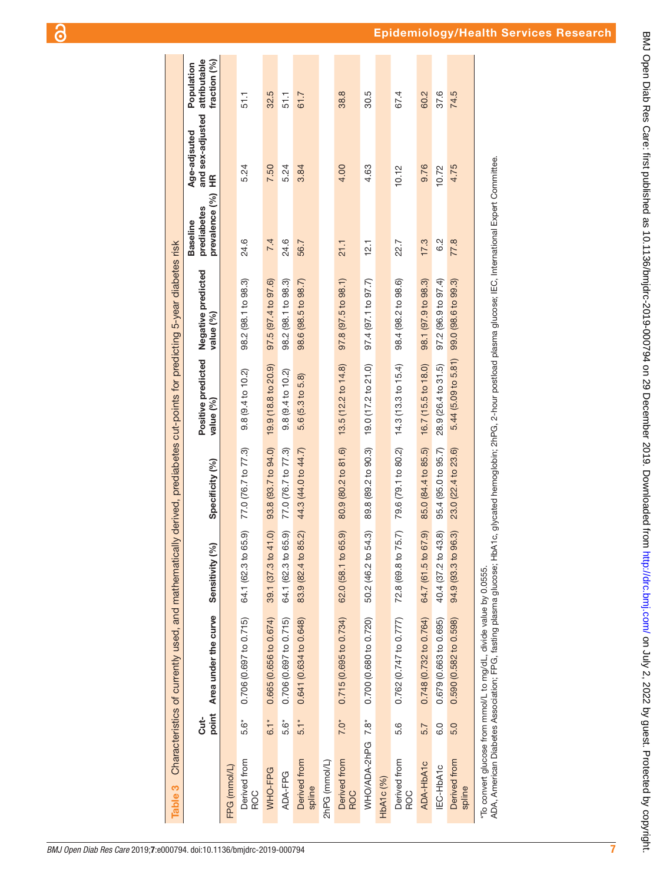**Table 3** Characteristics of currently used, and mathematically derived, prediabetes cut-points for predicting 5-year diabetes risk

| | Cut-point | Area under the curve | Sensitivity (%) | Specificity (%) | Positive predicted value (%) | Negative predicted value (%) | Baseline prediabetes prevalence (%) | Age-adjsuted and sex-adjusted HR | Population attributable fraction (%) |
|---|---|---|---|---|---|---|---|---|---|
| FPG (mmol/L) | | | | | | | | | |
| Derived from ROC | 5.6* | 0.706 (0.697 to 0.715) | 64.1 (62.3 to 65.9) | 77.0 (76.7 to 77.3) | 9.8 (9.4 to 10.2) | 98.2 (98.1 to 98.3) | 24.6 | 5.24 | 51.1 |
| WHO-FPG | 6.1* | 0.665 (0.656 to 0.674) | 39.1 (37.3 to 41.0) | 93.8 (93.7 to 94.0) | 19.9 (18.8 to 20.9) | 97.5 (97.4 to 97.6) | 7.4 | 7.50 | 32.5 |
| ADA-FPG | 5.6* | 0.706 (0.697 to 0.715) | 64.1 (62.3 to 65.9) | 77.0 (76.7 to 77.3) | 9.8 (9.4 to 10.2) | 98.2 (98.1 to 98.3) | 24.6 | 5.24 | 51.1 |
| Derived from spline | 5.1* | 0.641 (0.634 to 0.648) | 83.9 (82.4 to 85.2) | 44.3 (44.0 to 44.7) | 5.6 (5.3 to 5.8) | 98.6 (98.5 to 98.7) | 56.7 | 3.84 | 61.7 |
| 2hPG (mmol/L) | | | | | | | | | |
| Derived from ROC | 7.0* | 0.715 (0.695 to 0.734) | 62.0 (58.1 to 65.9) | 80.9 (80.2 to 81.6) | 13.5 (12.2 to 14.8) | 97.8 (97.5 to 98.1) | 21.1 | 4.00 | 38.8 |
| WHO/ADA-2hPG | 7.8* | 0.700 (0.680 to 0.720) | 50.2 (46.2 to 54.3) | 89.8 (89.2 to 90.3) | 19.0 (17.2 to 21.0) | 97.4 (97.1 to 97.7) | 12.1 | 4.63 | 30.5 |
| HbA1c (%) | | | | | | | | | |
| Derived from ROC | 5.6 | 0.762 (0.747 to 0.777) | 72.8 (69.8 to 75.7) | 79.6 (79.1 to 80.2) | 14.3 (13.3 to 15.4) | 98.4 (98.2 to 98.6) | 22.7 | 10.12 | 67.4 |
| ADA-HbA1c | 5.7 | 0.748 (0.732 to 0.764) | 64.7 (61.5 to 67.9) | 85.0 (84.4 to 85.5) | 16.7 (15.5 to 18.0) | 98.1 (97.9 to 98.3) | 17.3 | 9.76 | 60.2 |
| IEC-HbA1c | 6.0 | 0.679 (0.663 to 0.695) | 40.4 (37.2 to 43.8) | 95.4 (95.0 to 95.7) | 28.9 (26.4 to 31.5) | 97.2 (96.9 to 97.4) | 6.2 | 10.72 | 37.6 |
| Derived from spline | 5.0 | 0.590 (0.582 to 0.598) | 94.9 (93.3 to 96.3) | 23.0 (22.4 to 23.6) | 5.44 (5.09 to 5.81) | 99.0 (98.6 to 99.3) | 77.8 | 4.75 | 74.5 |

*To convert glucose from mmol/L to mg/dL, divide value by 0.0555.

ADA, American Diabetes Association; FPG, fasting plasma glucose; HbA1c, glycated hemoglobin; 2hPG, 2-hour postload plasma glucose; IEC, International Expert Committee.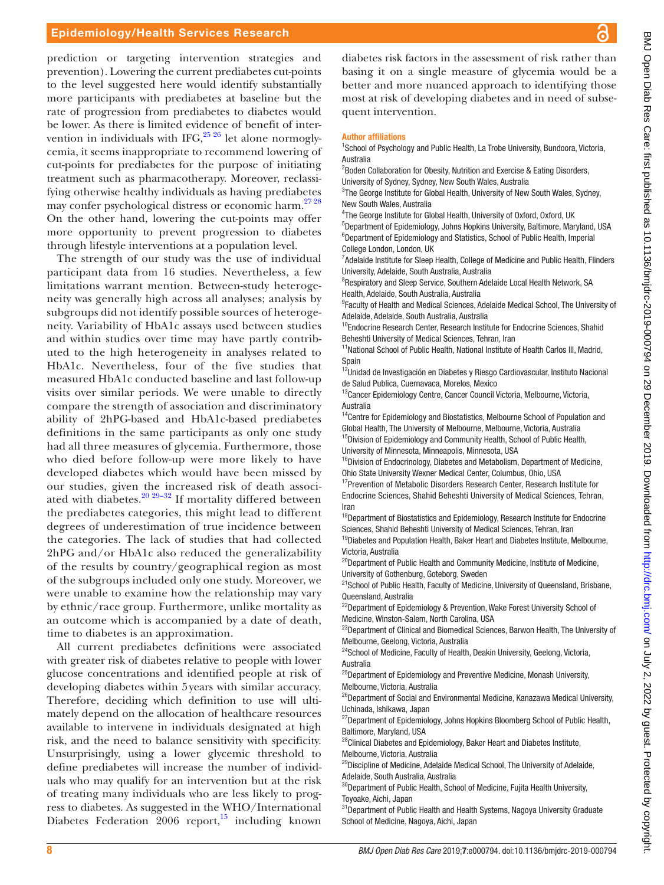prediction or targeting intervention strategies and prevention). Lowering the current prediabetes cut-points to the level suggested here would identify substantially more participants with prediabetes at baseline but the rate of progression from prediabetes to diabetes would be lower. As there is limited evidence of benefit of intervention in individuals with IFG,[25 26] let alone normoglycemia, it seems inappropriate to recommend lowering of cut-points for prediabetes for the purpose of initiating treatment such as pharmacotherapy. Moreover, reclassifying otherwise healthy individuals as having prediabetes may confer psychological distress or economic harm.[27 28] On the other hand, lowering the cut-points may offer more opportunity to prevent progression to diabetes through lifestyle interventions at a population level.

The strength of our study was the use of individual participant data from 16 studies. Nevertheless, a few limitations warrant mention. Between-study heterogeneity was generally high across all analyses; analysis by subgroups did not identify possible sources of heterogeneity. Variability of HbA1c assays used between studies and within studies over time may have partly contributed to the high heterogeneity in analyses related to HbA1c. Nevertheless, four of the five studies that measured HbA1c conducted baseline and last follow-up visits over similar periods. We were unable to directly compare the strength of association and discriminatory ability of 2hPG-based and HbA1c-based prediabetes definitions in the same participants as only one study had all three measures of glycemia. Furthermore, those who died before follow-up were more likely to have developed diabetes which would have been missed by our studies, given the increased risk of death associated with diabetes.[20 29–32] If mortality differed between the prediabetes categories, this might lead to different degrees of underestimation of true incidence between the categories. The lack of studies that had collected 2hPG and/or HbA1c also reduced the generalizability of the results by country/geographical region as most of the subgroups included only one study. Moreover, we were unable to examine how the relationship may vary by ethnic/race group. Furthermore, unlike mortality as an outcome which is accompanied by a date of death, time to diabetes is an approximation.

All current prediabetes definitions were associated with greater risk of diabetes relative to people with lower glucose concentrations and identified people at risk of developing diabetes within 5 years with similar accuracy. Therefore, deciding which definition to use will ultimately depend on the allocation of healthcare resources available to intervene in individuals designated at high risk, and the need to balance sensitivity with specificity. Unsurprisingly, using a lower glycemic threshold to define prediabetes will increase the number of individuals who may qualify for an intervention but at the risk of treating many individuals who are less likely to progress to diabetes. As suggested in the WHO/International Diabetes Federation 2006 report,[15] including known diabetes risk factors in the assessment of risk rather than basing it on a single measure of glycemia would be a better and more nuanced approach to identifying those most at risk of developing diabetes and in need of subsequent intervention.

#### Author affiliations

[1]School of Psychology and Public Health, La Trobe University, Bundoora, Victoria, Australia
[2]Boden Collaboration for Obesity, Nutrition and Exercise & Eating Disorders, University of Sydney, Sydney, New South Wales, Australia
[3]The George Institute for Global Health, University of New South Wales, Sydney, New South Wales, Australia
[4]The George Institute for Global Health, University of Oxford, Oxford, UK
[5]Department of Epidemiology, Johns Hopkins University, Baltimore, Maryland, USA
[6]Department of Epidemiology and Statistics, School of Public Health, Imperial College London, London, UK
[7]Adelaide Institute for Sleep Health, College of Medicine and Public Health, Flinders University, Adelaide, South Australia, Australia
[8]Respiratory and Sleep Service, Southern Adelaide Local Health Network, SA Health, Adelaide, South Australia, Australia
[9]Faculty of Health and Medical Sciences, Adelaide Medical School, The University of Adelaide, Adelaide, South Australia, Australia
[10]Endocrine Research Center, Research Institute for Endocrine Sciences, Shahid Beheshti University of Medical Sciences, Tehran, Iran
[11]National School of Public Health, National Institute of Health Carlos III, Madrid, Spain
[12]Unidad de Investigación en Diabetes y Riesgo Cardiovascular, Instituto Nacional de Salud Publica, Cuernavaca, Morelos, Mexico
[13]Cancer Epidemiology Centre, Cancer Council Victoria, Melbourne, Victoria, Australia
[14]Centre for Epidemiology and Biostatistics, Melbourne School of Population and Global Health, The University of Melbourne, Melbourne, Victoria, Australia
[15]Division of Epidemiology and Community Health, School of Public Health, University of Minnesota, Minneapolis, Minnesota, USA
[16]Division of Endocrinology, Diabetes and Metabolism, Department of Medicine, Ohio State University Wexner Medical Center, Columbus, Ohio, USA
[17]Prevention of Metabolic Disorders Research Center, Research Institute for Endocrine Sciences, Shahid Beheshti University of Medical Sciences, Tehran, Iran
[18]Department of Biostatistics and Epidemiology, Research Institute for Endocrine Sciences, Shahid Beheshti University of Medical Sciences, Tehran, Iran
[19]Diabetes and Population Health, Baker Heart and Diabetes Institute, Melbourne, Victoria, Australia
[20]Department of Public Health and Community Medicine, Institute of Medicine, University of Gothenburg, Goteborg, Sweden
[21]School of Public Health, Faculty of Medicine, University of Queensland, Brisbane, Queensland, Australia
[22]Department of Epidemiology & Prevention, Wake Forest University School of Medicine, Winston-Salem, North Carolina, USA
[23]Department of Clinical and Biomedical Sciences, Barwon Health, The University of Melbourne, Geelong, Victoria, Australia
[24]School of Medicine, Faculty of Health, Deakin University, Geelong, Victoria, Australia
[25]Department of Epidemiology and Preventive Medicine, Monash University, Melbourne, Victoria, Australia
[26]Department of Social and Environmental Medicine, Kanazawa Medical University, Uchinada, Ishikawa, Japan
[27]Department of Epidemiology, Johns Hopkins Bloomberg School of Public Health, Baltimore, Maryland, USA
[28]Clinical Diabetes and Epidemiology, Baker Heart and Diabetes Institute, Melbourne, Victoria, Australia
[29]Discipline of Medicine, Adelaide Medical School, The University of Adelaide, Adelaide, South Australia, Australia
[30]Department of Public Health, School of Medicine, Fujita Health University, Toyoake, Aichi, Japan
[31]Department of Public Health and Health Systems, Nagoya University Graduate School of Medicine, Nagoya, Aichi, Japan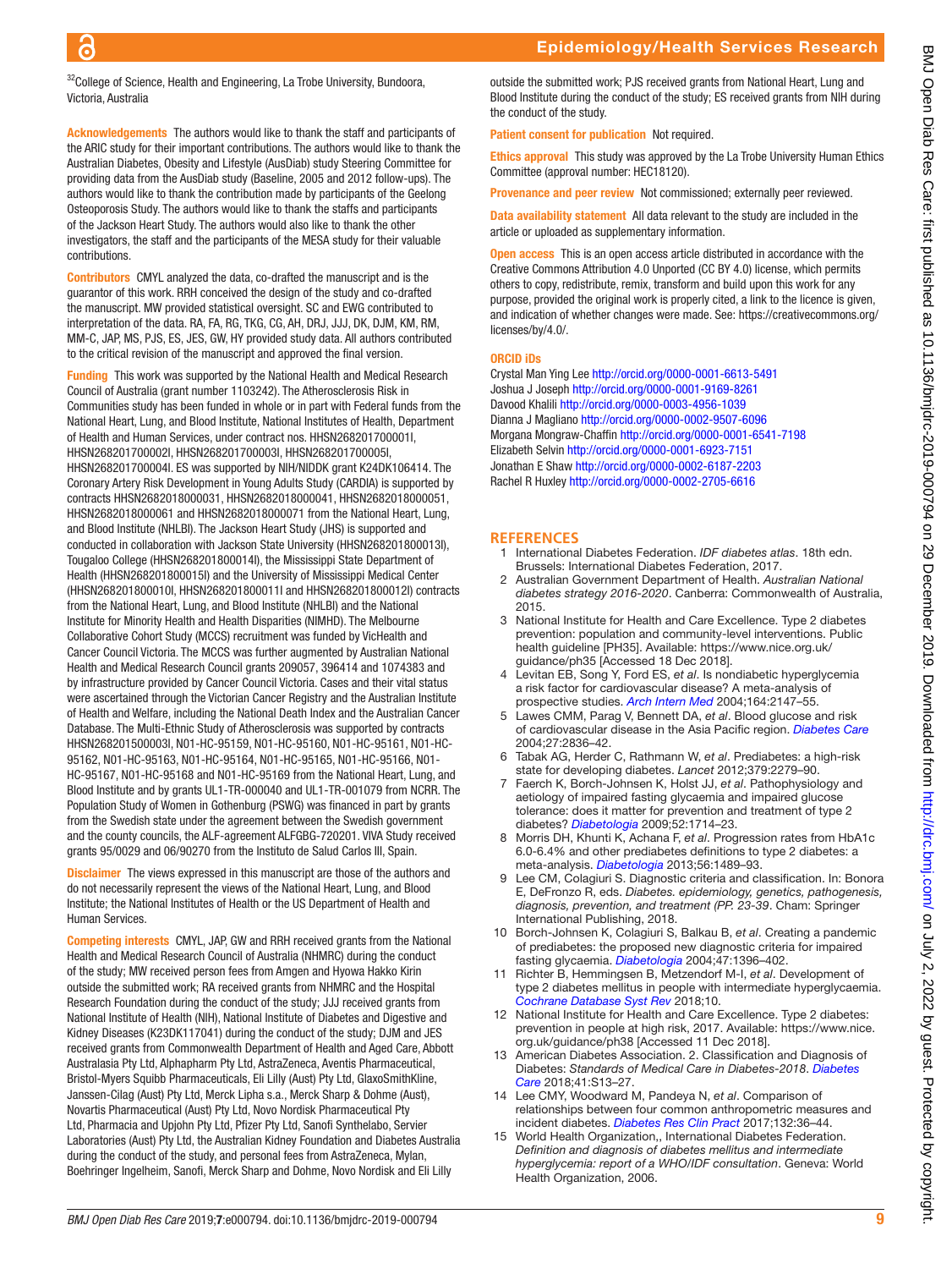[32]College of Science, Health and Engineering, La Trobe University, Bundoora, Victoria, Australia

**Acknowledgements** The authors would like to thank the staff and participants of the ARIC study for their important contributions. The authors would like to thank the Australian Diabetes, Obesity and Lifestyle (AusDiab) study Steering Committee for providing data from the AusDiab study (Baseline, 2005 and 2012 follow-ups). The authors would like to thank the contribution made by participants of the Geelong Osteoporosis Study. The authors would like to thank the staffs and participants of the Jackson Heart Study. The authors would also like to thank the other investigators, the staff and the participants of the MESA study for their valuable contributions.

**Contributors** CMYL analyzed the data, co-drafted the manuscript and is the guarantor of this work. RRH conceived the design of the study and co-drafted the manuscript. MW provided statistical oversight. SC and EWG contributed to interpretation of the data. RA, FA, RG, TKG, CG, AH, DRJ, JJJ, DK, DJM, KM, RM, MM-C, JAP, MS, PJS, ES, JES, GW, HY provided study data. All authors contributed to the critical revision of the manuscript and approved the final version.

**Funding** This work was supported by the National Health and Medical Research Council of Australia (grant number 1103242). The Atherosclerosis Risk in Communities study has been funded in whole or in part with Federal funds from the National Heart, Lung, and Blood Institute, National Institutes of Health, Department of Health and Human Services, under contract nos. HHSN268201700001I, HHSN268201700002I, HHSN268201700003I, HHSN268201700005I, HHSN268201700004I. ES was supported by NIH/NIDDK grant K24DK106414. The Coronary Artery Risk Development in Young Adults Study (CARDIA) is supported by contracts HHSN2682018000031, HHSN2682018000041, HHSN2682018000051, HHSN2682018000061 and HHSN2682018000071 from the National Heart, Lung, and Blood Institute (NHLBI). The Jackson Heart Study (JHS) is supported and conducted in collaboration with Jackson State University (HHSN268201800013I), Tougaloo College (HHSN268201800014I), the Mississippi State Department of Health (HHSN268201800015I) and the University of Mississippi Medical Center (HHSN268201800010I, HHSN268201800011I and HHSN268201800012I) contracts from the National Heart, Lung, and Blood Institute (NHLBI) and the National Institute for Minority Health and Health Disparities (NIMHD). The Melbourne Collaborative Cohort Study (MCCS) recruitment was funded by VicHealth and Cancer Council Victoria. The MCCS was further augmented by Australian National Health and Medical Research Council grants 209057, 396414 and 1074383 and by infrastructure provided by Cancer Council Victoria. Cases and their vital status were ascertained through the Victorian Cancer Registry and the Australian Institute of Health and Welfare, including the National Death Index and the Australian Cancer Database. The Multi-Ethnic Study of Atherosclerosis was supported by contracts HHSN268201500003I, N01-HC-95159, N01-HC-95160, N01-HC-95161, N01-HC-95162, N01-HC-95163, N01-HC-95164, N01-HC-95165, N01-HC-95166, N01-HC-95167, N01-HC-95168 and N01-HC-95169 from the National Heart, Lung, and Blood Institute and by grants UL1-TR-000040 and UL1-TR-001079 from NCRR. The Population Study of Women in Gothenburg (PSWG) was financed in part by grants from the Swedish state under the agreement between the Swedish government and the county councils, the ALF-agreement ALFGBG-720201. VIVA Study received grants 95/0029 and 06/90270 from the Instituto de Salud Carlos III, Spain.

**Disclaimer** The views expressed in this manuscript are those of the authors and do not necessarily represent the views of the National Heart, Lung, and Blood Institute; the National Institutes of Health or the US Department of Health and Human Services.

**Competing interests** CMYL, JAP, GW and RRH received grants from the National Health and Medical Research Council of Australia (NHMRC) during the conduct of the study; MW received person fees from Amgen and Hyowa Hakko Kirin outside the submitted work; RA received grants from NHMRC and the Hospital Research Foundation during the conduct of the study; JJJ received grants from National Institute of Health (NIH), National Institute of Diabetes and Digestive and Kidney Diseases (K23DK117041) during the conduct of the study; DJM and JES received grants from Commonwealth Department of Health and Aged Care, Abbott Australasia Pty Ltd, Alphapharm Pty Ltd, AstraZeneca, Aventis Pharmaceutical, Bristol-Myers Squibb Pharmaceuticals, Eli Lilly (Aust) Pty Ltd, GlaxoSmithKline, Janssen-Cilag (Aust) Pty Ltd, Merck Lipha s.a., Merck Sharp & Dohme (Aust), Novartis Pharmaceutical (Aust) Pty Ltd, Novo Nordisk Pharmaceutical Pty Ltd, Pharmacia and Upjohn Pty Ltd, Pfizer Pty Ltd, Sanofi Synthelabo, Servier Laboratories (Aust) Pty Ltd, the Australian Kidney Foundation and Diabetes Australia during the conduct of the study, and personal fees from AstraZeneca, Mylan, Boehringer Ingelheim, Sanofi, Merck Sharp and Dohme, Novo Nordisk and Eli Lilly outside the submitted work; PJS received grants from National Heart, Lung and Blood Institute during the conduct of the study; ES received grants from NIH during the conduct of the study.

**Patient consent for publication** Not required.

**Ethics approval** This study was approved by the La Trobe University Human Ethics Committee (approval number: HEC18120).

**Provenance and peer review** Not commissioned; externally peer reviewed.

**Data availability statement** All data relevant to the study are included in the article or uploaded as supplementary information.

**Open access** This is an open access article distributed in accordance with the Creative Commons Attribution 4.0 Unported (CC BY 4.0) license, which permits others to copy, redistribute, remix, transform and build upon this work for any purpose, provided the original work is properly cited, a link to the licence is given, and indication of whether changes were made. See: https://creativecommons.org/licenses/by/4.0/.

**ORCID iDs**

Crystal Man Ying Lee http://orcid.org/0000-0001-6613-5491
Joshua J Joseph http://orcid.org/0000-0001-9169-8261
Davood Khalili http://orcid.org/0000-0003-4956-1039
Dianna J Magliano http://orcid.org/0000-0002-9507-6096
Morgana Mongraw-Chaffin http://orcid.org/0000-0001-6541-7198
Elizabeth Selvin http://orcid.org/0000-0001-6923-7151
Jonathan E Shaw http://orcid.org/0000-0002-6187-2203
Rachel R Huxley http://orcid.org/0000-0002-2705-6616

## REFERENCES

1. International Diabetes Federation. *IDF diabetes atlas*. 18th edn. Brussels: International Diabetes Federation, 2017.
2. Australian Government Department of Health. *Australian National diabetes strategy 2016-2020*. Canberra: Commonwealth of Australia, 2015.
3. National Institute for Health and Care Excellence. Type 2 diabetes prevention: population and community-level interventions. Public health guideline [PH35]. Available: https://www.nice.org.uk/guidance/ph35 [Accessed 18 Dec 2018].
4. Levitan EB, Song Y, Ford ES, *et al*. Is nondiabetic hyperglycemia a risk factor for cardiovascular disease? A meta-analysis of prospective studies. *Arch Intern Med* 2004;164:2147–55.
5. Lawes CMM, Parag V, Bennett DA, *et al*. Blood glucose and risk of cardiovascular disease in the Asia Pacific region. *Diabetes Care* 2004;27:2836–42.
6. Tabak AG, Herder C, Rathmann W, *et al*. Prediabetes: a high-risk state for developing diabetes. *Lancet* 2012;379:2279–90.
7. Faerch K, Borch-Johnsen K, Holst JJ, *et al*. Pathophysiology and aetiology of impaired fasting glycaemia and impaired glucose tolerance: does it matter for prevention and treatment of type 2 diabetes? *Diabetologia* 2009;52:1714–23.
8. Morris DH, Khunti K, Achana F, *et al*. Progression rates from HbA1c 6.0-6.4% and other prediabetes definitions to type 2 diabetes: a meta-analysis. *Diabetologia* 2013;56:1489–93.
9. Lee CM, Colagiuri S. Diagnostic criteria and classification. In: Bonora E, DeFronzo R, eds. *Diabetes. epidemiology, genetics, pathogenesis, diagnosis, prevention, and treatment (PP. 23-39*. Cham: Springer International Publishing, 2018.
10. Borch-Johnsen K, Colagiuri S, Balkau B, *et al*. Creating a pandemic of prediabetes: the proposed new diagnostic criteria for impaired fasting glycaemia. *Diabetologia* 2004;47:1396–402.
11. Richter B, Hemmingsen B, Metzendorf M-I, *et al*. Development of type 2 diabetes mellitus in people with intermediate hyperglycaemia. *Cochrane Database Syst Rev* 2018;10.
12. National Institute for Health and Care Excellence. Type 2 diabetes: prevention in people at high risk, 2017. Available: https://www.nice.org.uk/guidance/ph38 [Accessed 11 Dec 2018].
13. American Diabetes Association. 2. Classification and Diagnosis of Diabetes: *Standards of Medical Care in Diabetes-2018*. *Diabetes Care* 2018;41:S13–27.
14. Lee CMY, Woodward M, Pandeya N, *et al*. Comparison of relationships between four common anthropometric measures and incident diabetes. *Diabetes Res Clin Pract* 2017;132:36–44.
15. World Health Organization,, International Diabetes Federation. *Definition and diagnosis of diabetes mellitus and intermediate hyperglycemia: report of a WHO/IDF consultation*. Geneva: World Health Organization, 2006.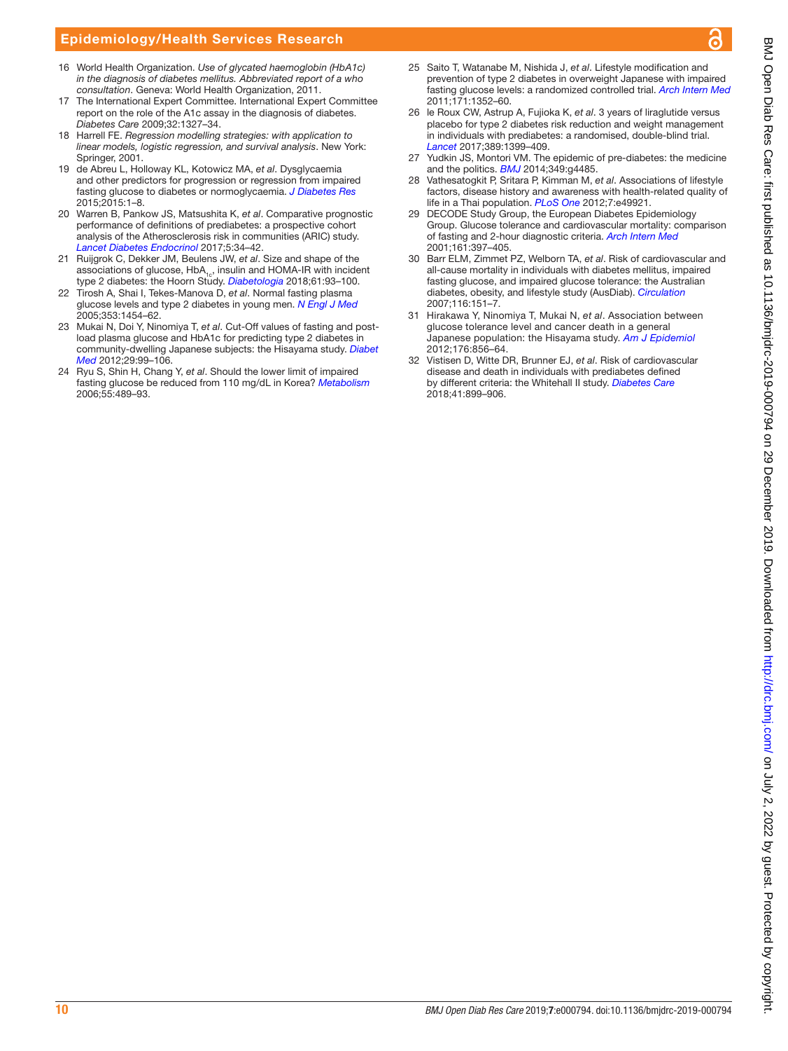16 World Health Organization. *Use of glycated haemoglobin (HbA1c) in the diagnosis of diabetes mellitus. Abbreviated report of a who consultation*. Geneva: World Health Organization, 2011.

17 The International Expert Committee. International Expert Committee report on the role of the A1c assay in the diagnosis of diabetes. *Diabetes Care* 2009;32:1327–34.

18 Harrell FE. *Regression modelling strategies: with application to linear models, logistic regression, and survival analysis*. New York: Springer, 2001.

19 de Abreu L, Holloway KL, Kotowicz MA, *et al*. Dysglycaemia and other predictors for progression or regression from impaired fasting glucose to diabetes or normoglycaemia. *J Diabetes Res* 2015;2015:1–8.

20 Warren B, Pankow JS, Matsushita K, *et al*. Comparative prognostic performance of definitions of prediabetes: a prospective cohort analysis of the Atherosclerosis risk in communities (ARIC) study. *Lancet Diabetes Endocrinol* 2017;5:34–42.

21 Ruijgrok C, Dekker JM, Beulens JW, *et al*. Size and shape of the associations of glucose, $HbA_{1c}$, insulin and HOMA-IR with incident type 2 diabetes: the Hoorn Study. *Diabetologia* 2018;61:93–100.

22 Tirosh A, Shai I, Tekes-Manova D, *et al*. Normal fasting plasma glucose levels and type 2 diabetes in young men. *N Engl J Med* 2005;353:1454–62.

23 Mukai N, Doi Y, Ninomiya T, *et al*. Cut-Off values of fasting and post-load plasma glucose and HbA1c for predicting type 2 diabetes in community-dwelling Japanese subjects: the Hisayama study. *Diabet Med* 2012;29:99–106.

24 Ryu S, Shin H, Chang Y, *et al*. Should the lower limit of impaired fasting glucose be reduced from 110 mg/dL in Korea? *Metabolism* 2006;55:489–93.

25 Saito T, Watanabe M, Nishida J, *et al*. Lifestyle modification and prevention of type 2 diabetes in overweight Japanese with impaired fasting glucose levels: a randomized controlled trial. *Arch Intern Med* 2011;171:1352–60.

26 le Roux CW, Astrup A, Fujioka K, *et al*. 3 years of liraglutide versus placebo for type 2 diabetes risk reduction and weight management in individuals with prediabetes: a randomised, double-blind trial. *Lancet* 2017;389:1399–409.

27 Yudkin JS, Montori VM. The epidemic of pre-diabetes: the medicine and the politics. *BMJ* 2014;349:g4485.

28 Vathesatogkit P, Sritara P, Kimman M, *et al*. Associations of lifestyle factors, disease history and awareness with health-related quality of life in a Thai population. *PLoS One* 2012;7:e49921.

29 DECODE Study Group, the European Diabetes Epidemiology Group. Glucose tolerance and cardiovascular mortality: comparison of fasting and 2-hour diagnostic criteria. *Arch Intern Med* 2001;161:397–405.

30 Barr ELM, Zimmet PZ, Welborn TA, *et al*. Risk of cardiovascular and all-cause mortality in individuals with diabetes mellitus, impaired fasting glucose, and impaired glucose tolerance: the Australian diabetes, obesity, and lifestyle study (AusDiab). *Circulation* 2007;116:151–7.

31 Hirakawa Y, Ninomiya T, Mukai N, *et al*. Association between glucose tolerance level and cancer death in a general Japanese population: the Hisayama study. *Am J Epidemiol* 2012;176:856–64.

32 Vistisen D, Witte DR, Brunner EJ, *et al*. Risk of cardiovascular disease and death in individuals with prediabetes defined by different criteria: the Whitehall II study. *Diabetes Care* 2018;41:899–906.